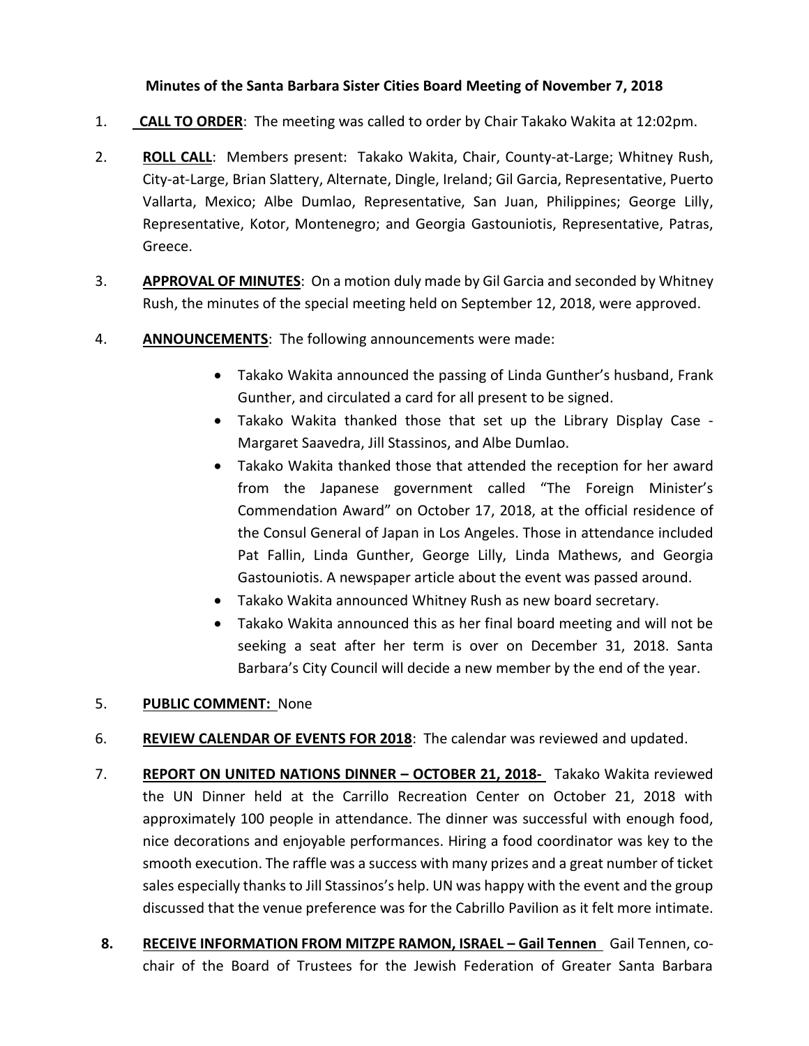**Minutes of the Santa Barbara Sister Cities Board Meeting of November 7, 2018**

1. **CALL TO ORDER**: The meeting was called to order by Chair Takako Wakita at 12:02pm.

2. **ROLL CALL**: Members present: Takako Wakita, Chair, County-at-Large; Whitney Rush, City-at-Large, Brian Slattery, Alternate, Dingle, Ireland; Gil Garcia, Representative, Puerto Vallarta, Mexico; Albe Dumlao, Representative, San Juan, Philippines; George Lilly, Representative, Kotor, Montenegro; and Georgia Gastouniotis, Representative, Patras, Greece.

3. **APPROVAL OF MINUTES**: On a motion duly made by Gil Garcia and seconded by Whitney Rush, the minutes of the special meeting held on September 12, 2018, were approved.

4. **ANNOUNCEMENTS**: The following announcements were made:

    - Takako Wakita announced the passing of Linda Gunther's husband, Frank Gunther, and circulated a card for all present to be signed.
    - Takako Wakita thanked those that set up the Library Display Case - Margaret Saavedra, Jill Stassinos, and Albe Dumlao.
    - Takako Wakita thanked those that attended the reception for her award from the Japanese government called "The Foreign Minister's Commendation Award" on October 17, 2018, at the official residence of the Consul General of Japan in Los Angeles. Those in attendance included Pat Fallin, Linda Gunther, George Lilly, Linda Mathews, and Georgia Gastouniotis. A newspaper article about the event was passed around.
    - Takako Wakita announced Whitney Rush as new board secretary.
    - Takako Wakita announced this as her final board meeting and will not be seeking a seat after her term is over on December 31, 2018. Santa Barbara's City Council will decide a new member by the end of the year.

5. **PUBLIC COMMENT:** None

6. **REVIEW CALENDAR OF EVENTS FOR 2018**: The calendar was reviewed and updated.

7. **REPORT ON UNITED NATIONS DINNER – OCTOBER 21, 2018-** Takako Wakita reviewed the UN Dinner held at the Carrillo Recreation Center on October 21, 2018 with approximately 100 people in attendance. The dinner was successful with enough food, nice decorations and enjoyable performances. Hiring a food coordinator was key to the smooth execution. The raffle was a success with many prizes and a great number of ticket sales especially thanks to Jill Stassinos's help. UN was happy with the event and the group discussed that the venue preference was for the Cabrillo Pavilion as it felt more intimate.

8. **RECEIVE INFORMATION FROM MITZPE RAMON, ISRAEL – Gail Tennen** Gail Tennen, co-chair of the Board of Trustees for the Jewish Federation of Greater Santa Barbara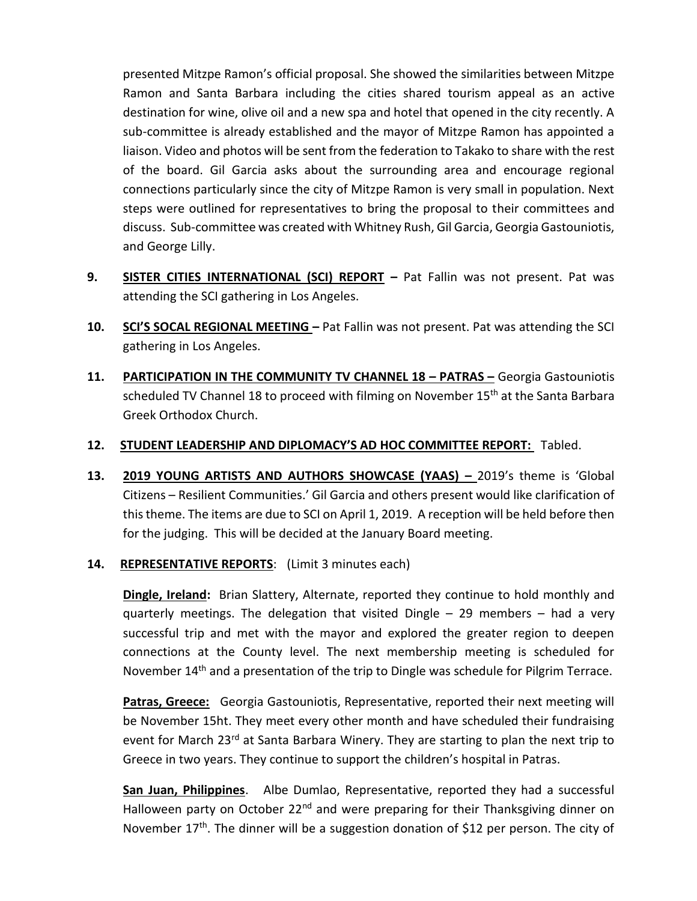presented Mitzpe Ramon's official proposal. She showed the similarities between Mitzpe Ramon and Santa Barbara including the cities shared tourism appeal as an active destination for wine, olive oil and a new spa and hotel that opened in the city recently. A sub-committee is already established and the mayor of Mitzpe Ramon has appointed a liaison. Video and photos will be sent from the federation to Takako to share with the rest of the board. Gil Garcia asks about the surrounding area and encourage regional connections particularly since the city of Mitzpe Ramon is very small in population. Next steps were outlined for representatives to bring the proposal to their committees and discuss. Sub-committee was created with Whitney Rush, Gil Garcia, Georgia Gastouniotis, and George Lilly.

**9. <u>SISTER CITIES INTERNATIONAL (SCI) REPORT</u> –** Pat Fallin was not present. Pat was attending the SCI gathering in Los Angeles.

**10. <u>SCI'S SOCAL REGIONAL MEETING</u> –** Pat Fallin was not present. Pat was attending the SCI gathering in Los Angeles.

**11. <u>PARTICIPATION IN THE COMMUNITY TV CHANNEL 18 – PATRAS</u> –** Georgia Gastouniotis scheduled TV Channel 18 to proceed with filming on November 15th at the Santa Barbara Greek Orthodox Church.

**12. <u>STUDENT LEADERSHIP AND DIPLOMACY'S AD HOC COMMITTEE REPORT:</u>** Tabled.

**13. <u>2019 YOUNG ARTISTS AND AUTHORS SHOWCASE (YAAS)</u> –** 2019's theme is 'Global Citizens – Resilient Communities.' Gil Garcia and others present would like clarification of this theme. The items are due to SCI on April 1, 2019. A reception will be held before then for the judging. This will be decided at the January Board meeting.

**14. <u>REPRESENTATIVE REPORTS</u>:** (Limit 3 minutes each)

**<u>Dingle, Ireland</u>:** Brian Slattery, Alternate, reported they continue to hold monthly and quarterly meetings. The delegation that visited Dingle – 29 members – had a very successful trip and met with the mayor and explored the greater region to deepen connections at the County level. The next membership meeting is scheduled for November 14th and a presentation of the trip to Dingle was schedule for Pilgrim Terrace.

**<u>Patras, Greece:</u>** Georgia Gastouniotis, Representative, reported their next meeting will be November 15ht. They meet every other month and have scheduled their fundraising event for March 23rd at Santa Barbara Winery. They are starting to plan the next trip to Greece in two years. They continue to support the children's hospital in Patras.

**<u>San Juan, Philippines</u>**. Albe Dumlao, Representative, reported they had a successful Halloween party on October 22nd and were preparing for their Thanksgiving dinner on November 17th. The dinner will be a suggestion donation of $12 per person. The city of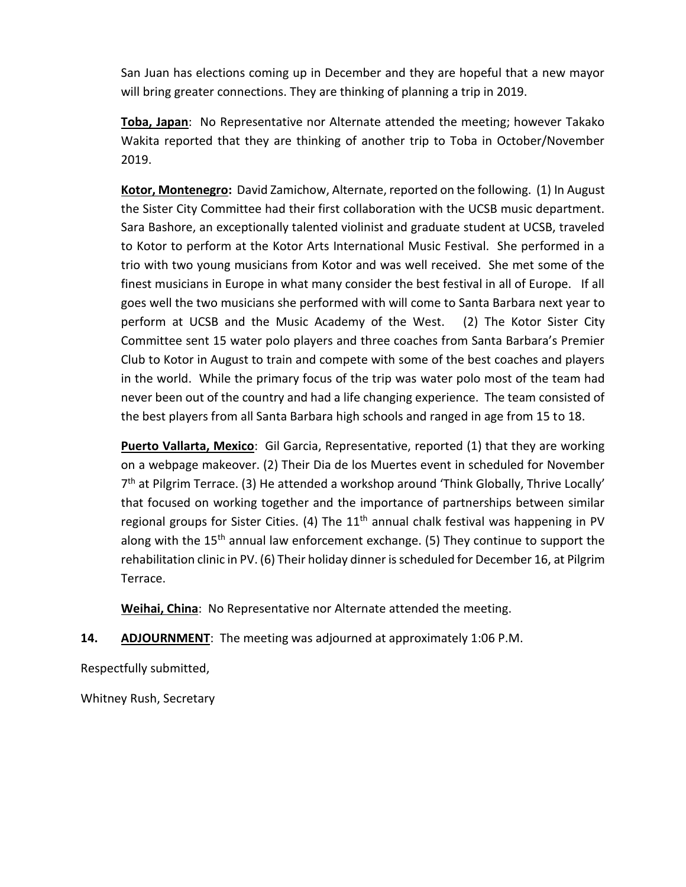San Juan has elections coming up in December and they are hopeful that a new mayor will bring greater connections. They are thinking of planning a trip in 2019.

**Toba, Japan**: No Representative nor Alternate attended the meeting; however Takako Wakita reported that they are thinking of another trip to Toba in October/November 2019.

**Kotor, Montenegro:** David Zamichow, Alternate, reported on the following. (1) In August the Sister City Committee had their first collaboration with the UCSB music department. Sara Bashore, an exceptionally talented violinist and graduate student at UCSB, traveled to Kotor to perform at the Kotor Arts International Music Festival. She performed in a trio with two young musicians from Kotor and was well received. She met some of the finest musicians in Europe in what many consider the best festival in all of Europe. If all goes well the two musicians she performed with will come to Santa Barbara next year to perform at UCSB and the Music Academy of the West. (2) The Kotor Sister City Committee sent 15 water polo players and three coaches from Santa Barbara's Premier Club to Kotor in August to train and compete with some of the best coaches and players in the world. While the primary focus of the trip was water polo most of the team had never been out of the country and had a life changing experience. The team consisted of the best players from all Santa Barbara high schools and ranged in age from 15 to 18.

**Puerto Vallarta, Mexico**: Gil Garcia, Representative, reported (1) that they are working on a webpage makeover. (2) Their Dia de los Muertes event in scheduled for November 7th at Pilgrim Terrace. (3) He attended a workshop around 'Think Globally, Thrive Locally' that focused on working together and the importance of partnerships between similar regional groups for Sister Cities. (4) The 11th annual chalk festival was happening in PV along with the 15th annual law enforcement exchange. (5) They continue to support the rehabilitation clinic in PV. (6) Their holiday dinner is scheduled for December 16, at Pilgrim Terrace.

**Weihai, China**: No Representative nor Alternate attended the meeting.

**14. ADJOURNMENT**: The meeting was adjourned at approximately 1:06 P.M.

Respectfully submitted,

Whitney Rush, Secretary